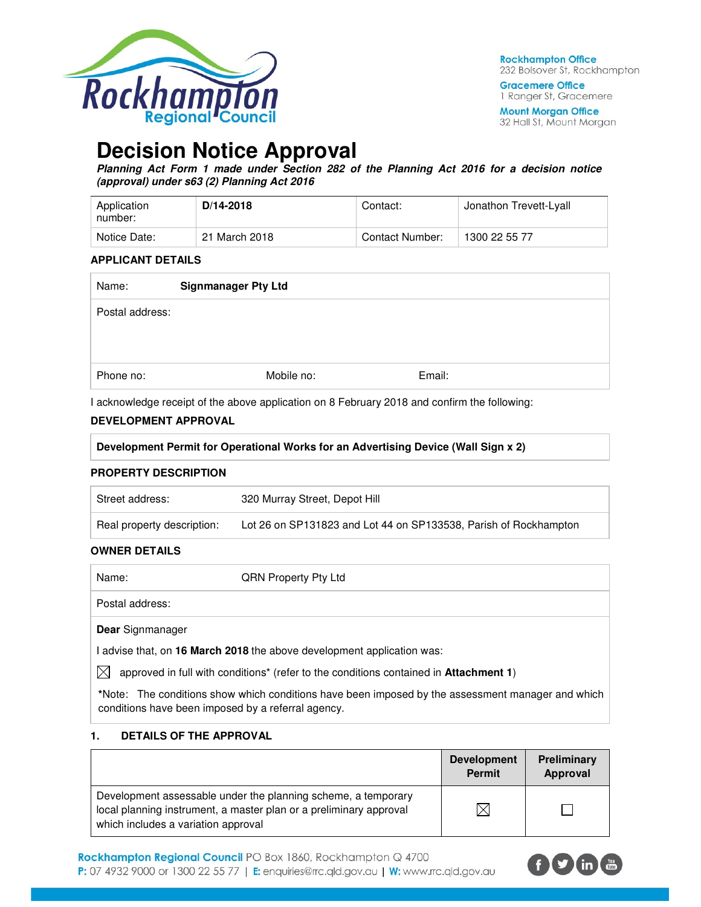Rockhampton Office
232 Bolsover St, Rockhampton

Gracemere Office
1 Ranger St, Gracemere

Mount Morgan Office
32 Hall St, Mount Morgan

# Decision Notice Approval

***Planning Act Form 1 made under Section 282 of the Planning Act 2016 for a decision notice (approval) under s63 (2) Planning Act 2016***

| Application number: | **D/14-2018** | Contact: | Jonathon Trevett-Lyall |
|---|---|---|---|
| Notice Date: | 21 March 2018 | Contact Number: | 1300 22 55 77 |

**APPLICANT DETAILS**

| Name: | **Signmanager Pty Ltd** | |
|---|---|---|
| Postal address: | | |
| Phone no: | Mobile no: | Email: |

I acknowledge receipt of the above application on 8 February 2018 and confirm the following:

**DEVELOPMENT APPROVAL**

| **Development Permit for Operational Works for an Advertising Device (Wall Sign x 2)** |
|---|

**PROPERTY DESCRIPTION**

| Street address: | 320 Murray Street, Depot Hill |
|---|---|
| Real property description: | Lot 26 on SP131823 and Lot 44 on SP133538, Parish of Rockhampton |

**OWNER DETAILS**

| Name: | QRN Property Pty Ltd |
|---|---|
| Postal address: | |

**Dear** Signmanager

I advise that, on **16 March 2018** the above development application was:

☒ approved in full with conditions* (refer to the conditions contained in **Attachment 1**)

*Note: The conditions show which conditions have been imposed by the assessment manager and which conditions have been imposed by a referral agency.

## 1. DETAILS OF THE APPROVAL

| | Development Permit | Preliminary Approval |
|---|---|---|
| Development assessable under the planning scheme, a temporary local planning instrument, a master plan or a preliminary approval which includes a variation approval | ☒ | ☐ |

**Rockhampton Regional Council** PO Box 1860, Rockhampton Q 4700
**P:** 07 4932 9000 or 1300 22 55 77 | **E:** enquiries@rrc.qld.gov.au | **W:** www.rrc.qld.gov.au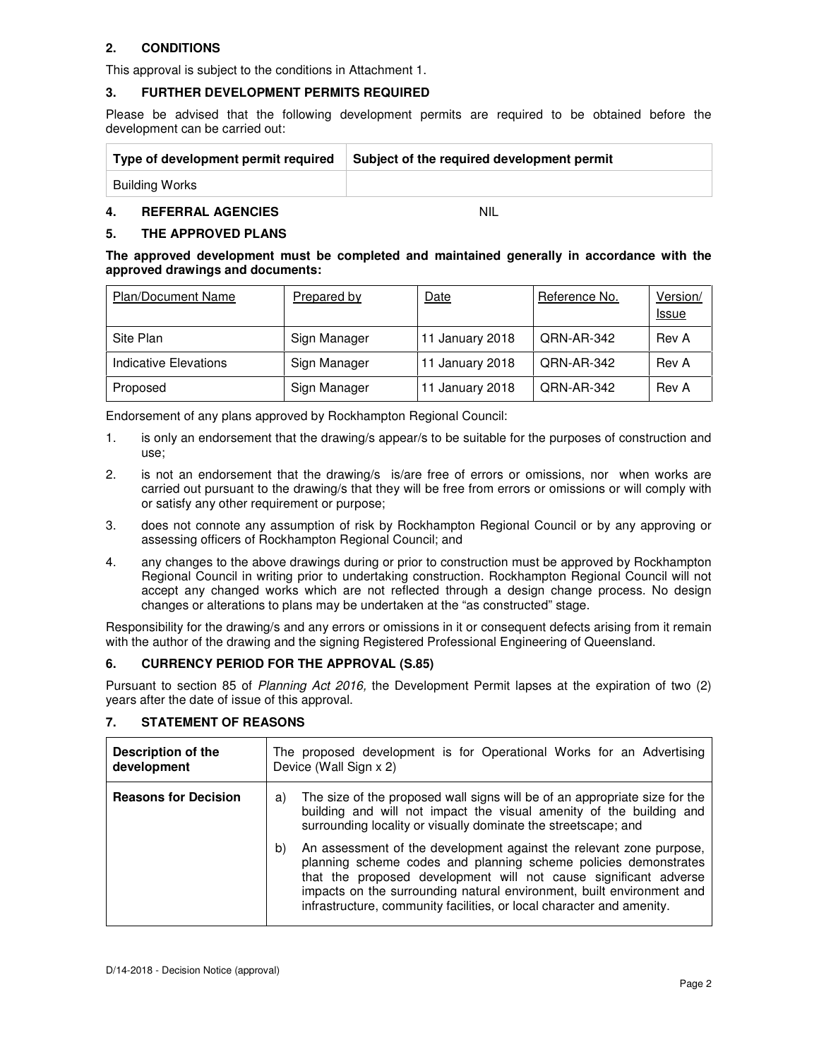## 2. CONDITIONS

This approval is subject to the conditions in Attachment 1.

## 3. FURTHER DEVELOPMENT PERMITS REQUIRED

Please be advised that the following development permits are required to be obtained before the development can be carried out:

| Type of development permit required | Subject of the required development permit |
|---|---|
| Building Works | |

## 4. REFERRAL AGENCIES NIL

## 5. THE APPROVED PLANS

**The approved development must be completed and maintained generally in accordance with the approved drawings and documents:**

| Plan/Document Name | Prepared by | Date | Reference No. | Version/ Issue |
|---|---|---|---|---|
| Site Plan | Sign Manager | 11 January 2018 | QRN-AR-342 | Rev A |
| Indicative Elevations | Sign Manager | 11 January 2018 | QRN-AR-342 | Rev A |
| Proposed | Sign Manager | 11 January 2018 | QRN-AR-342 | Rev A |

Endorsement of any plans approved by Rockhampton Regional Council:

1. is only an endorsement that the drawing/s appear/s to be suitable for the purposes of construction and use;
2. is not an endorsement that the drawing/s is/are free of errors or omissions, nor when works are carried out pursuant to the drawing/s that they will be free from errors or omissions or will comply with or satisfy any other requirement or purpose;
3. does not connote any assumption of risk by Rockhampton Regional Council or by any approving or assessing officers of Rockhampton Regional Council; and
4. any changes to the above drawings during or prior to construction must be approved by Rockhampton Regional Council in writing prior to undertaking construction. Rockhampton Regional Council will not accept any changed works which are not reflected through a design change process. No design changes or alterations to plans may be undertaken at the "as constructed" stage.

Responsibility for the drawing/s and any errors or omissions in it or consequent defects arising from it remain with the author of the drawing and the signing Registered Professional Engineering of Queensland.

## 6. CURRENCY PERIOD FOR THE APPROVAL (S.85)

Pursuant to section 85 of *Planning Act 2016,* the Development Permit lapses at the expiration of two (2) years after the date of issue of this approval.

## 7. STATEMENT OF REASONS

| **Description of the development** | The proposed development is for Operational Works for an Advertising Device (Wall Sign x 2) |
|---|---|
| **Reasons for Decision** | a) The size of the proposed wall signs will be of an appropriate size for the building and will not impact the visual amenity of the building and surrounding locality or visually dominate the streetscape; and<br>b) An assessment of the development against the relevant zone purpose, planning scheme codes and planning scheme policies demonstrates that the proposed development will not cause significant adverse impacts on the surrounding natural environment, built environment and infrastructure, community facilities, or local character and amenity. |

D/14-2018 - Decision Notice (approval)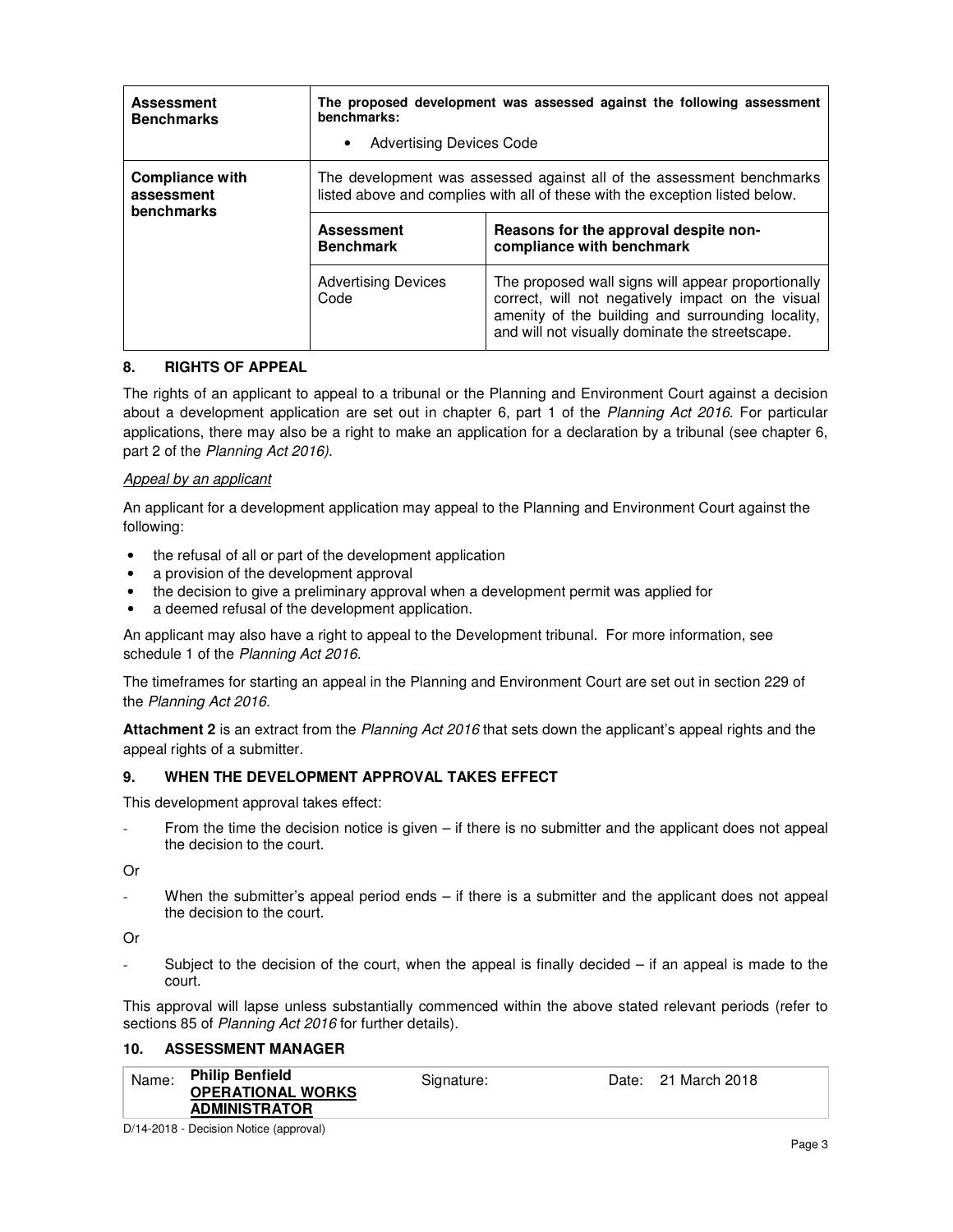| **Assessment Benchmarks** | **The proposed development was assessed against the following assessment benchmarks:**<br>• Advertising Devices Code | |
|---|---|---|
| **Compliance with assessment benchmarks** | The development was assessed against all of the assessment benchmarks listed above and complies with all of these with the exception listed below. | |
| | **Assessment Benchmark** | **Reasons for the approval despite non-compliance with benchmark** |
| | Advertising Devices Code | The proposed wall signs will appear proportionally correct, will not negatively impact on the visual amenity of the building and surrounding locality, and will not visually dominate the streetscape. |

## 8. RIGHTS OF APPEAL

The rights of an applicant to appeal to a tribunal or the Planning and Environment Court against a decision about a development application are set out in chapter 6, part 1 of the *Planning Act 2016*. For particular applications, there may also be a right to make an application for a declaration by a tribunal (see chapter 6, part 2 of the *Planning Act 2016).*

*Appeal by an applicant*

An applicant for a development application may appeal to the Planning and Environment Court against the following:

- the refusal of all or part of the development application
- a provision of the development approval
- the decision to give a preliminary approval when a development permit was applied for
- a deemed refusal of the development application.

An applicant may also have a right to appeal to the Development tribunal. For more information, see schedule 1 of the *Planning Act 2016*.

The timeframes for starting an appeal in the Planning and Environment Court are set out in section 229 of the *Planning Act 2016*.

**Attachment 2** is an extract from the *Planning Act 2016* that sets down the applicant's appeal rights and the appeal rights of a submitter.

## 9. WHEN THE DEVELOPMENT APPROVAL TAKES EFFECT

This development approval takes effect:

- From the time the decision notice is given – if there is no submitter and the applicant does not appeal the decision to the court.

Or

- When the submitter's appeal period ends – if there is a submitter and the applicant does not appeal the decision to the court.

Or

- Subject to the decision of the court, when the appeal is finally decided – if an appeal is made to the court.

This approval will lapse unless substantially commenced within the above stated relevant periods (refer to sections 85 of *Planning Act 2016* for further details).

## 10. ASSESSMENT MANAGER

| Name: | **Philip Benfield**<br>**OPERATIONAL WORKS ADMINISTRATOR** | Signature: | Date: 21 March 2018 |
|---|---|---|---|

D/14-2018 - Decision Notice (approval)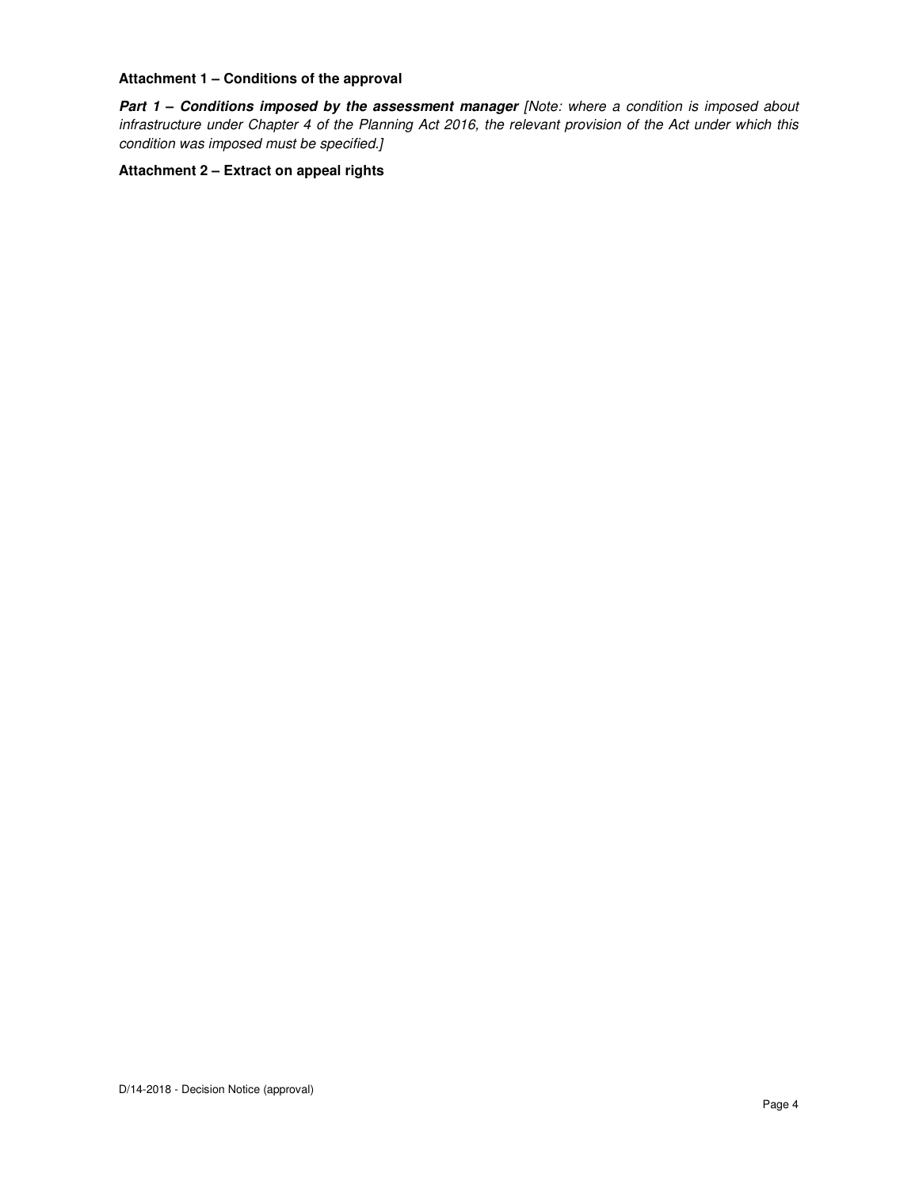**Attachment 1 – Conditions of the approval**

***Part 1 – Conditions imposed by the assessment manager*** *[Note: where a condition is imposed about infrastructure under Chapter 4 of the Planning Act 2016, the relevant provision of the Act under which this condition was imposed must be specified.]*

**Attachment 2 – Extract on appeal rights**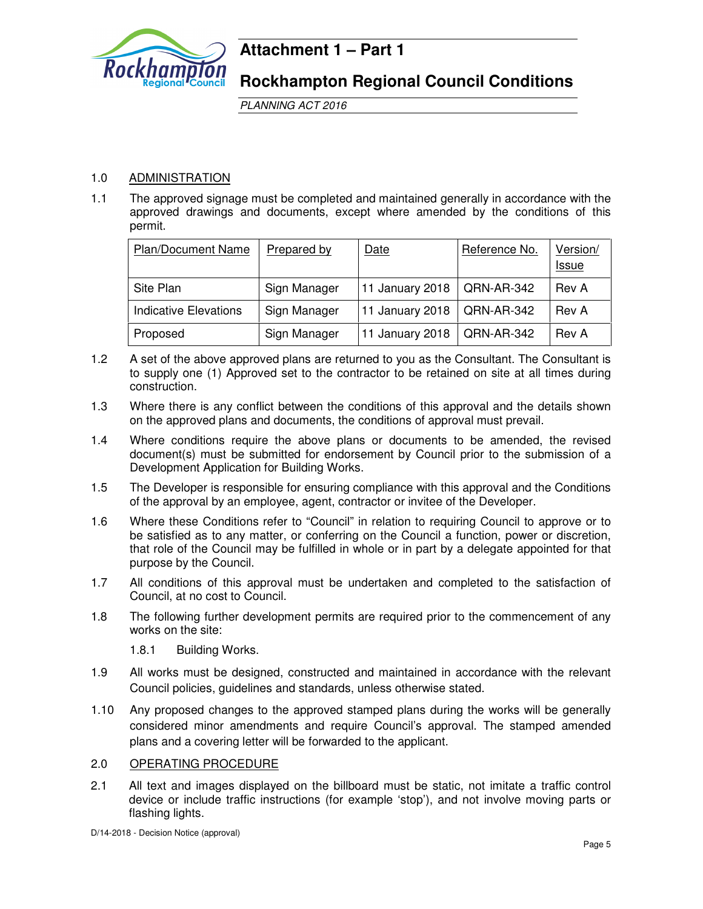# Attachment 1 – Part 1

## Rockhampton Regional Council Conditions

*PLANNING ACT 2016*

1.0 ADMINISTRATION

1.1 The approved signage must be completed and maintained generally in accordance with the approved drawings and documents, except where amended by the conditions of this permit.

| Plan/Document Name | Prepared by | Date | Reference No. | Version/ Issue |
|---|---|---|---|---|
| Site Plan | Sign Manager | 11 January 2018 | QRN-AR-342 | Rev A |
| Indicative Elevations | Sign Manager | 11 January 2018 | QRN-AR-342 | Rev A |
| Proposed | Sign Manager | 11 January 2018 | QRN-AR-342 | Rev A |

1.2 A set of the above approved plans are returned to you as the Consultant. The Consultant is to supply one (1) Approved set to the contractor to be retained on site at all times during construction.

1.3 Where there is any conflict between the conditions of this approval and the details shown on the approved plans and documents, the conditions of approval must prevail.

1.4 Where conditions require the above plans or documents to be amended, the revised document(s) must be submitted for endorsement by Council prior to the submission of a Development Application for Building Works.

1.5 The Developer is responsible for ensuring compliance with this approval and the Conditions of the approval by an employee, agent, contractor or invitee of the Developer.

1.6 Where these Conditions refer to "Council" in relation to requiring Council to approve or to be satisfied as to any matter, or conferring on the Council a function, power or discretion, that role of the Council may be fulfilled in whole or in part by a delegate appointed for that purpose by the Council.

1.7 All conditions of this approval must be undertaken and completed to the satisfaction of Council, at no cost to Council.

1.8 The following further development permits are required prior to the commencement of any works on the site:

1.8.1 Building Works.

1.9 All works must be designed, constructed and maintained in accordance with the relevant Council policies, guidelines and standards, unless otherwise stated.

1.10 Any proposed changes to the approved stamped plans during the works will be generally considered minor amendments and require Council's approval. The stamped amended plans and a covering letter will be forwarded to the applicant.

2.0 OPERATING PROCEDURE

2.1 All text and images displayed on the billboard must be static, not imitate a traffic control device or include traffic instructions (for example 'stop'), and not involve moving parts or flashing lights.

D/14-2018 - Decision Notice (approval)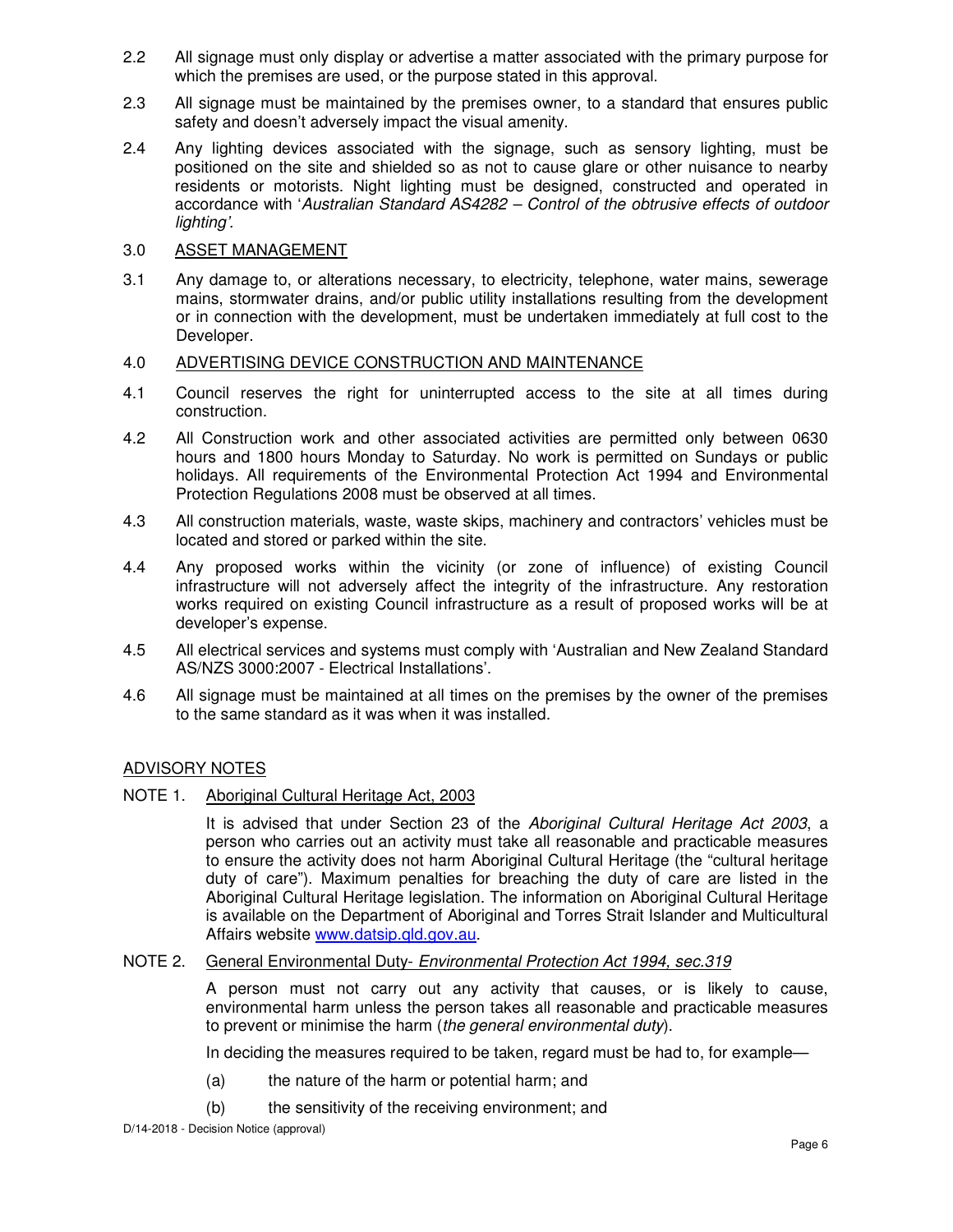2.2 All signage must only display or advertise a matter associated with the primary purpose for which the premises are used, or the purpose stated in this approval.

2.3 All signage must be maintained by the premises owner, to a standard that ensures public safety and doesn't adversely impact the visual amenity.

2.4 Any lighting devices associated with the signage, such as sensory lighting, must be positioned on the site and shielded so as not to cause glare or other nuisance to nearby residents or motorists. Night lighting must be designed, constructed and operated in accordance with '*Australian Standard AS4282 – Control of the obtrusive effects of outdoor lighting'.*

3.0 <u>ASSET MANAGEMENT</u>

3.1 Any damage to, or alterations necessary, to electricity, telephone, water mains, sewerage mains, stormwater drains, and/or public utility installations resulting from the development or in connection with the development, must be undertaken immediately at full cost to the Developer.

4.0 <u>ADVERTISING DEVICE CONSTRUCTION AND MAINTENANCE</u>

4.1 Council reserves the right for uninterrupted access to the site at all times during construction.

4.2 All Construction work and other associated activities are permitted only between 0630 hours and 1800 hours Monday to Saturday. No work is permitted on Sundays or public holidays. All requirements of the Environmental Protection Act 1994 and Environmental Protection Regulations 2008 must be observed at all times.

4.3 All construction materials, waste, waste skips, machinery and contractors' vehicles must be located and stored or parked within the site.

4.4 Any proposed works within the vicinity (or zone of influence) of existing Council infrastructure will not adversely affect the integrity of the infrastructure. Any restoration works required on existing Council infrastructure as a result of proposed works will be at developer's expense.

4.5 All electrical services and systems must comply with 'Australian and New Zealand Standard AS/NZS 3000:2007 - Electrical Installations'.

4.6 All signage must be maintained at all times on the premises by the owner of the premises to the same standard as it was when it was installed.

<u>ADVISORY NOTES</u>

NOTE 1. <u>Aboriginal Cultural Heritage Act, 2003</u>

It is advised that under Section 23 of the *Aboriginal Cultural Heritage Act 2003*, a person who carries out an activity must take all reasonable and practicable measures to ensure the activity does not harm Aboriginal Cultural Heritage (the "cultural heritage duty of care"). Maximum penalties for breaching the duty of care are listed in the Aboriginal Cultural Heritage legislation. The information on Aboriginal Cultural Heritage is available on the Department of Aboriginal and Torres Strait Islander and Multicultural Affairs website www.datsip.qld.gov.au.

NOTE 2. <u>General Environmental Duty- *Environmental Protection Act 1994, sec.319*</u>

A person must not carry out any activity that causes, or is likely to cause, environmental harm unless the person takes all reasonable and practicable measures to prevent or minimise the harm (*the general environmental duty*).

In deciding the measures required to be taken, regard must be had to, for example—

(a) the nature of the harm or potential harm; and

(b) the sensitivity of the receiving environment; and

D/14-2018 - Decision Notice (approval)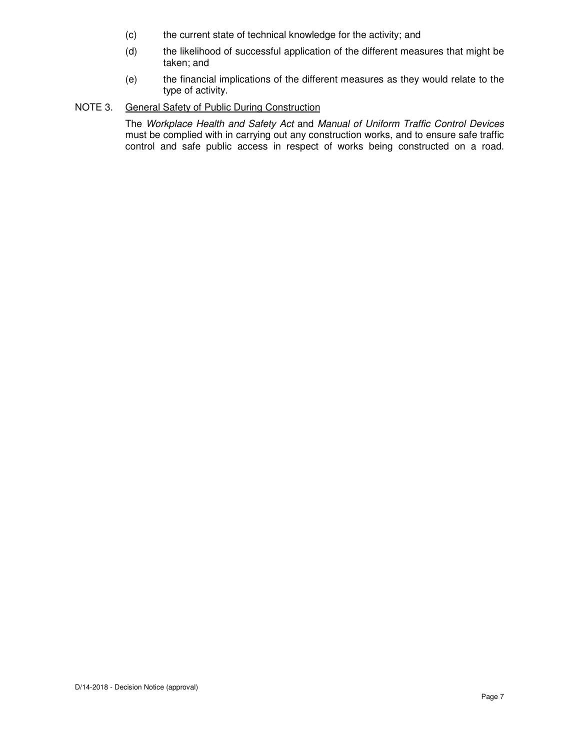(c) the current state of technical knowledge for the activity; and

(d) the likelihood of successful application of the different measures that might be taken; and

(e) the financial implications of the different measures as they would relate to the type of activity.

NOTE 3. General Safety of Public During Construction

The *Workplace Health and Safety Act* and *Manual of Uniform Traffic Control Devices* must be complied with in carrying out any construction works, and to ensure safe traffic control and safe public access in respect of works being constructed on a road.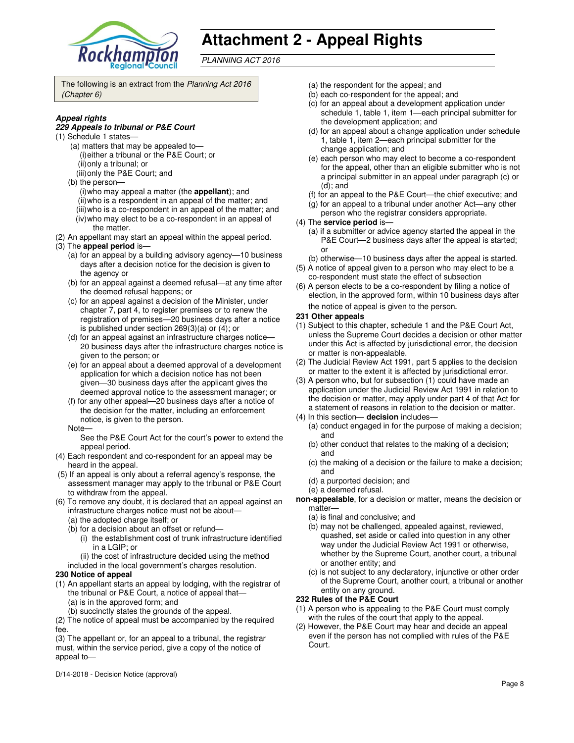# Attachment 2 - Appeal Rights

*PLANNING ACT 2016*

The following is an extract from the *Planning Act 2016 (Chapter 6)*

***Appeal rights***

***229 Appeals to tribunal or P&E Court***

(1) Schedule 1 states—

(a) matters that may be appealed to—

(i) either a tribunal or the P&E Court; or

(ii) only a tribunal; or

(iii) only the P&E Court; and

(b) the person—

(i) who may appeal a matter (the **appellant**); and

(ii) who is a respondent in an appeal of the matter; and

(iii) who is a co-respondent in an appeal of the matter; and

(iv) who may elect to be a co-respondent in an appeal of the matter.

(2) An appellant may start an appeal within the appeal period.

(3) The **appeal period** is—

(a) for an appeal by a building advisory agency—10 business days after a decision notice for the decision is given to the agency or

(b) for an appeal against a deemed refusal—at any time after the deemed refusal happens; or

(c) for an appeal against a decision of the Minister, under chapter 7, part 4, to register premises or to renew the registration of premises—20 business days after a notice is published under section 269(3)(a) or (4); or

(d) for an appeal against an infrastructure charges notice—20 business days after the infrastructure charges notice is given to the person; or

(e) for an appeal about a deemed approval of a development application for which a decision notice has not been given—30 business days after the applicant gives the deemed approval notice to the assessment manager; or

(f) for any other appeal—20 business days after a notice of the decision for the matter, including an enforcement notice, is given to the person.

Note—

See the P&E Court Act for the court's power to extend the appeal period.

(4) Each respondent and co-respondent for an appeal may be heard in the appeal.

(5) If an appeal is only about a referral agency's response, the assessment manager may apply to the tribunal or P&E Court to withdraw from the appeal.

(6) To remove any doubt, it is declared that an appeal against an infrastructure charges notice must not be about—

(a) the adopted charge itself; or

(b) for a decision about an offset or refund—

(i) the establishment cost of trunk infrastructure identified in a LGIP; or

(ii) the cost of infrastructure decided using the method included in the local government's charges resolution.

**230 Notice of appeal**

(1) An appellant starts an appeal by lodging, with the registrar of the tribunal or P&E Court, a notice of appeal that—

(a) is in the approved form; and

(b) succinctly states the grounds of the appeal.

(2) The notice of appeal must be accompanied by the required fee.

(3) The appellant or, for an appeal to a tribunal, the registrar must, within the service period, give a copy of the notice of appeal to—

(a) the respondent for the appeal; and

(b) each co-respondent for the appeal; and

(c) for an appeal about a development application under schedule 1, table 1, item 1—each principal submitter for the development application; and

(d) for an appeal about a change application under schedule 1, table 1, item 2—each principal submitter for the change application; and

(e) each person who may elect to become a co-respondent for the appeal, other than an eligible submitter who is not a principal submitter in an appeal under paragraph (c) or (d); and

(f) for an appeal to the P&E Court—the chief executive; and

(g) for an appeal to a tribunal under another Act—any other person who the registrar considers appropriate.

(4) The **service period** is—

(a) if a submitter or advice agency started the appeal in the P&E Court—2 business days after the appeal is started; or

(b) otherwise—10 business days after the appeal is started.

(5) A notice of appeal given to a person who may elect to be a co-respondent must state the effect of subsection

(6) A person elects to be a co-respondent by filing a notice of election, in the approved form, within 10 business days after the notice of appeal is given to the person.

**231 Other appeals**

(1) Subject to this chapter, schedule 1 and the P&E Court Act, unless the Supreme Court decides a decision or other matter under this Act is affected by jurisdictional error, the decision or matter is non-appealable.

(2) The Judicial Review Act 1991, part 5 applies to the decision or matter to the extent it is affected by jurisdictional error.

(3) A person who, but for subsection (1) could have made an application under the Judicial Review Act 1991 in relation to the decision or matter, may apply under part 4 of that Act for a statement of reasons in relation to the decision or matter.

(4) In this section— **decision** includes—

(a) conduct engaged in for the purpose of making a decision; and

(b) other conduct that relates to the making of a decision; and

(c) the making of a decision or the failure to make a decision; and

(d) a purported decision; and

(e) a deemed refusal.

**non-appealable**, for a decision or matter, means the decision or matter—

(a) is final and conclusive; and

(b) may not be challenged, appealed against, reviewed, quashed, set aside or called into question in any other way under the Judicial Review Act 1991 or otherwise, whether by the Supreme Court, another court, a tribunal or another entity; and

(c) is not subject to any declaratory, injunctive or other order of the Supreme Court, another court, a tribunal or another entity on any ground.

**232 Rules of the P&E Court**

(1) A person who is appealing to the P&E Court must comply with the rules of the court that apply to the appeal.

(2) However, the P&E Court may hear and decide an appeal even if the person has not complied with rules of the P&E Court.

D/14-2018 - Decision Notice (approval)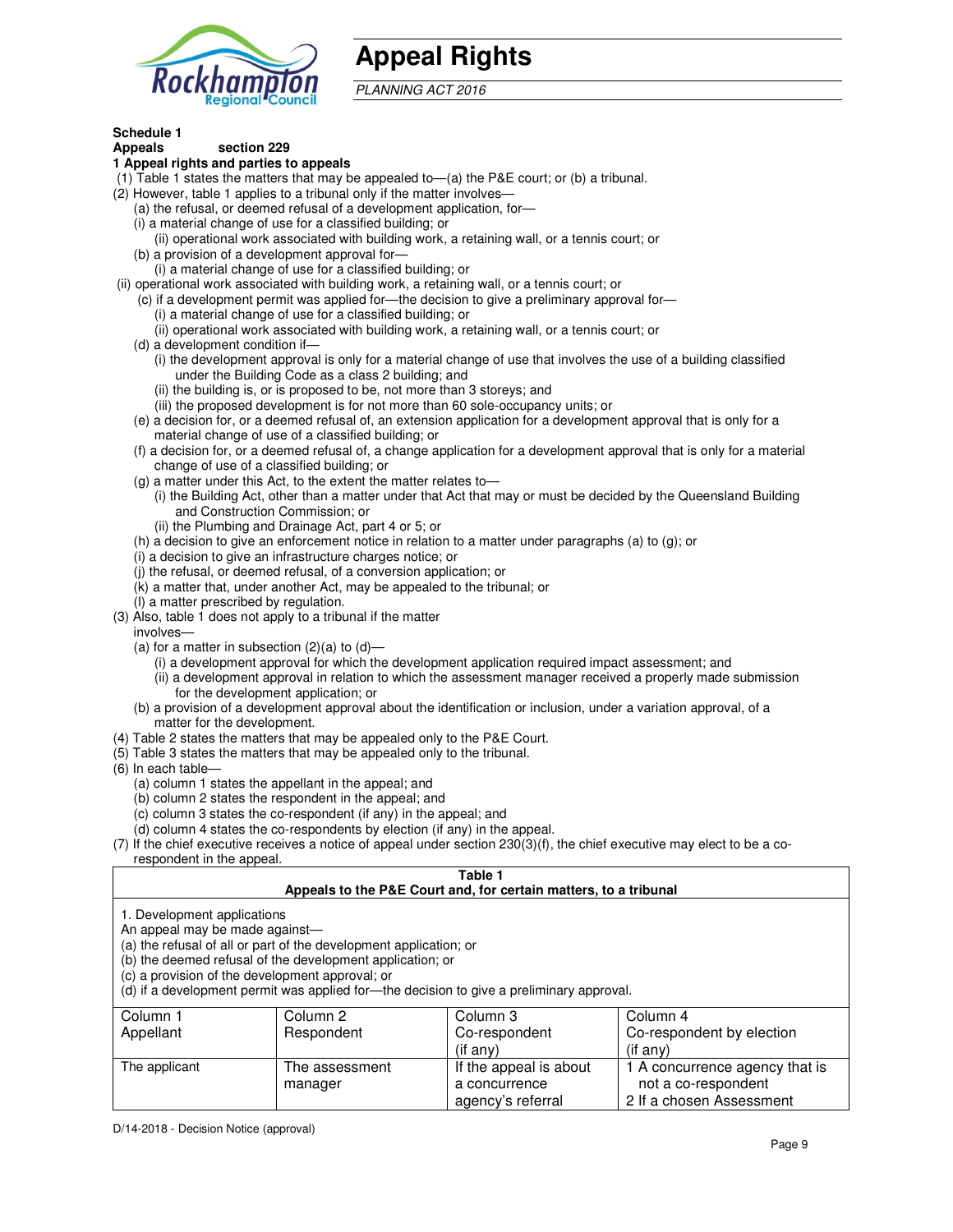# Appeal Rights

*PLANNING ACT 2016*

**Schedule 1**
**Appeals section 229**
**1 Appeal rights and parties to appeals**

(1) Table 1 states the matters that may be appealed to—(a) the P&E court; or (b) a tribunal.
(2) However, table 1 applies to a tribunal only if the matter involves—
(a) the refusal, or deemed refusal of a development application, for—
(i) a material change of use for a classified building; or
(ii) operational work associated with building work, a retaining wall, or a tennis court; or
(b) a provision of a development approval for—
(i) a material change of use for a classified building; or
(ii) operational work associated with building work, a retaining wall, or a tennis court; or
(c) if a development permit was applied for—the decision to give a preliminary approval for—
(i) a material change of use for a classified building; or
(ii) operational work associated with building work, a retaining wall, or a tennis court; or
(d) a development condition if—
(i) the development approval is only for a material change of use that involves the use of a building classified under the Building Code as a class 2 building; and
(ii) the building is, or is proposed to be, not more than 3 storeys; and
(iii) the proposed development is for not more than 60 sole-occupancy units; or
(e) a decision for, or a deemed refusal of, an extension application for a development approval that is only for a material change of use of a classified building; or
(f) a decision for, or a deemed refusal of, a change application for a development approval that is only for a material change of use of a classified building; or
(g) a matter under this Act, to the extent the matter relates to—
(i) the Building Act, other than a matter under that Act that may or must be decided by the Queensland Building and Construction Commission; or
(ii) the Plumbing and Drainage Act, part 4 or 5; or
(h) a decision to give an enforcement notice in relation to a matter under paragraphs (a) to (g); or
(i) a decision to give an infrastructure charges notice; or
(j) the refusal, or deemed refusal, of a conversion application; or
(k) a matter that, under another Act, may be appealed to the tribunal; or
(l) a matter prescribed by regulation.
(3) Also, table 1 does not apply to a tribunal if the matter involves—
(a) for a matter in subsection (2)(a) to (d)—
(i) a development approval for which the development application required impact assessment; and
(ii) a development approval in relation to which the assessment manager received a properly made submission for the development application; or
(b) a provision of a development approval about the identification or inclusion, under a variation approval, of a matter for the development.
(4) Table 2 states the matters that may be appealed only to the P&E Court.
(5) Table 3 states the matters that may be appealed only to the tribunal.
(6) In each table—
(a) column 1 states the appellant in the appeal; and
(b) column 2 states the respondent in the appeal; and
(c) column 3 states the co-respondent (if any) in the appeal; and
(d) column 4 states the co-respondents by election (if any) in the appeal.
(7) If the chief executive receives a notice of appeal under section 230(3)(f), the chief executive may elect to be a co-respondent in the appeal.

**Table 1**
**Appeals to the P&E Court and, for certain matters, to a tribunal**

1. Development applications
An appeal may be made against—
(a) the refusal of all or part of the development application; or
(b) the deemed refusal of the development application; or
(c) a provision of the development approval; or
(d) if a development permit was applied for—the decision to give a preliminary approval.

| Column 1<br>Appellant | Column 2<br>Respondent | Column 3<br>Co-respondent<br>(if any) | Column 4<br>Co-respondent by election<br>(if any) |
|---|---|---|---|
| The applicant | The assessment manager | If the appeal is about a concurrence agency's referral | 1 A concurrence agency that is not a co-respondent<br>2 If a chosen Assessment |

D/14-2018 - Decision Notice (approval)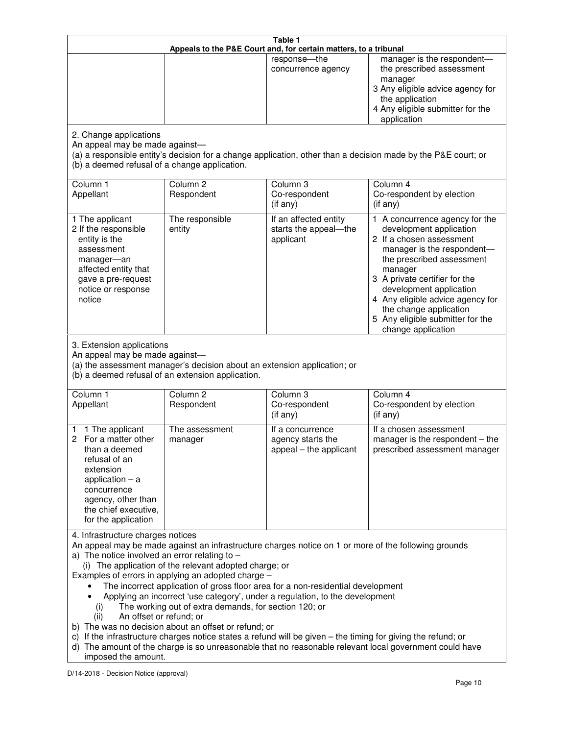**Table 1**
**Appeals to the P&E Court and, for certain matters, to a tribunal**

| | | | |
|---|---|---|---|
| | | response—the concurrence agency | manager is the respondent—the prescribed assessment manager<br>3 Any eligible advice agency for the application<br>4 Any eligible submitter for the application |

2. Change applications

An appeal may be made against—

(a) a responsible entity's decision for a change application, other than a decision made by the P&E court; or

(b) a deemed refusal of a change application.

| Column 1<br>Appellant | Column 2<br>Respondent | Column 3<br>Co-respondent<br>(if any) | Column 4<br>Co-respondent by election<br>(if any) |
|---|---|---|---|
| 1 The applicant<br>2 If the responsible entity is the assessment manager—an affected entity that gave a pre-request notice or response notice | The responsible entity | If an affected entity starts the appeal—the applicant | 1 A concurrence agency for the development application<br>2 If a chosen assessment manager is the respondent—the prescribed assessment manager<br>3 A private certifier for the development application<br>4 Any eligible advice agency for the change application<br>5 Any eligible submitter for the change application |

3. Extension applications

An appeal may be made against—

(a) the assessment manager's decision about an extension application; or

(b) a deemed refusal of an extension application.

| Column 1<br>Appellant | Column 2<br>Respondent | Column 3<br>Co-respondent<br>(if any) | Column 4<br>Co-respondent by election<br>(if any) |
|---|---|---|---|
| 1 1 The applicant<br>2 For a matter other than a deemed refusal of an extension application – a concurrence agency, other than the chief executive, for the application | The assessment manager | If a concurrence agency starts the appeal – the applicant | If a chosen assessment manager is the respondent – the prescribed assessment manager |

4. Infrastructure charges notices

An appeal may be made against an infrastructure charges notice on 1 or more of the following grounds

a) The notice involved an error relating to –

(i) The application of the relevant adopted charge; or

Examples of errors in applying an adopted charge –

- The incorrect application of gross floor area for a non-residential development
- Applying an incorrect 'use category', under a regulation, to the development

(i) The working out of extra demands, for section 120; or

(ii) An offset or refund; or

b) The was no decision about an offset or refund; or

c) If the infrastructure charges notice states a refund will be given – the timing for giving the refund; or

d) The amount of the charge is so unreasonable that no reasonable relevant local government could have imposed the amount.

D/14-2018 - Decision Notice (approval)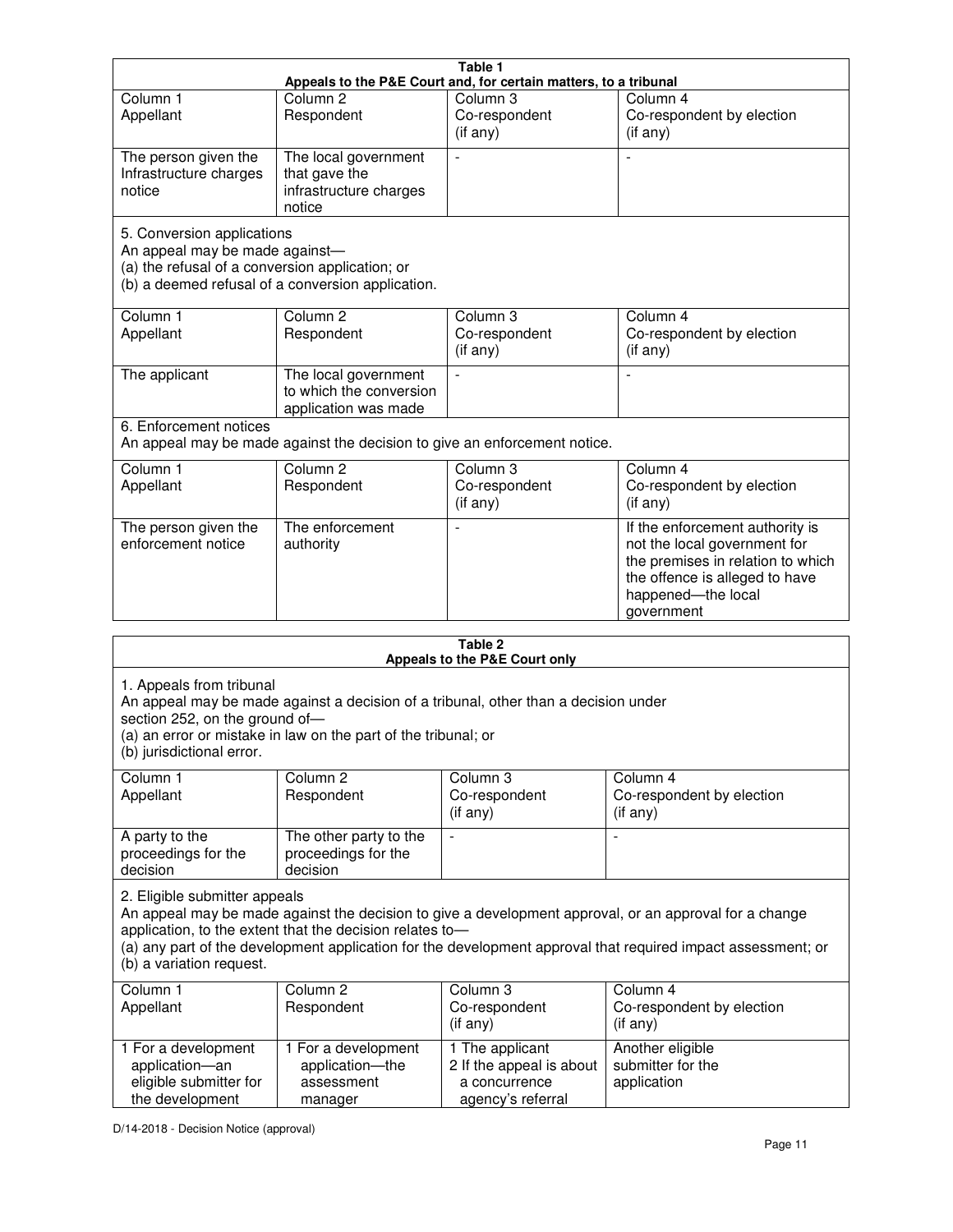**Table 1**
**Appeals to the P&E Court and, for certain matters, to a tribunal**

| Column 1 Appellant | Column 2 Respondent | Column 3 Co-respondent (if any) | Column 4 Co-respondent by election (if any) |
|---|---|---|---|
| The person given the Infrastructure charges notice | The local government that gave the infrastructure charges notice | - | - |

5. Conversion applications
An appeal may be made against—
(a) the refusal of a conversion application; or
(b) a deemed refusal of a conversion application.

| Column 1 Appellant | Column 2 Respondent | Column 3 Co-respondent (if any) | Column 4 Co-respondent by election (if any) |
|---|---|---|---|
| The applicant | The local government to which the conversion application was made | - | - |

6. Enforcement notices
An appeal may be made against the decision to give an enforcement notice.

| Column 1 Appellant | Column 2 Respondent | Column 3 Co-respondent (if any) | Column 4 Co-respondent by election (if any) |
|---|---|---|---|
| The person given the enforcement notice | The enforcement authority | - | If the enforcement authority is not the local government for the premises in relation to which the offence is alleged to have happened—the local government |

**Table 2**
**Appeals to the P&E Court only**

1. Appeals from tribunal
An appeal may be made against a decision of a tribunal, other than a decision under section 252, on the ground of—
(a) an error or mistake in law on the part of the tribunal; or
(b) jurisdictional error.

| Column 1 Appellant | Column 2 Respondent | Column 3 Co-respondent (if any) | Column 4 Co-respondent by election (if any) |
|---|---|---|---|
| A party to the proceedings for the decision | The other party to the proceedings for the decision | - | - |

2. Eligible submitter appeals
An appeal may be made against the decision to give a development approval, or an approval for a change application, to the extent that the decision relates to—
(a) any part of the development application for the development approval that required impact assessment; or
(b) a variation request.

| Column 1 Appellant | Column 2 Respondent | Column 3 Co-respondent (if any) | Column 4 Co-respondent by election (if any) |
|---|---|---|---|
| 1 For a development application—an eligible submitter for the development | 1 For a development application—the assessment manager | 1 The applicant<br>2 If the appeal is about a concurrence agency's referral | Another eligible submitter for the application |

D/14-2018 - Decision Notice (approval)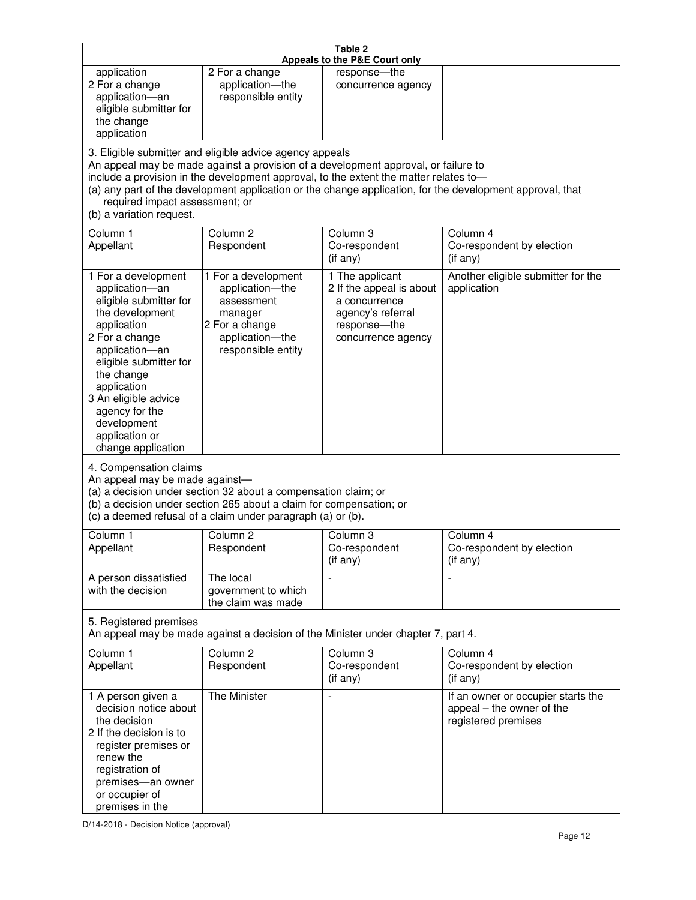**Table 2**
**Appeals to the P&E Court only**

| | | | |
|---|---|---|---|
| application<br>2 For a change application—an eligible submitter for the change application | 2 For a change application—the responsible entity | response—the concurrence agency | |

3. Eligible submitter and eligible advice agency appeals
An appeal may be made against a provision of a development approval, or failure to include a provision in the development approval, to the extent the matter relates to—
(a) any part of the development application or the change application, for the development approval, that required impact assessment; or
(b) a variation request.

| Column 1<br>Appellant | Column 2<br>Respondent | Column 3<br>Co-respondent<br>(if any) | Column 4<br>Co-respondent by election<br>(if any) |
|---|---|---|---|
| 1 For a development application—an eligible submitter for the development application<br>2 For a change application—an eligible submitter for the change application<br>3 An eligible advice agency for the development application or change application | 1 For a development application—the assessment manager<br>2 For a change application—the responsible entity | 1 The applicant<br>2 If the appeal is about a concurrence agency's referral response—the concurrence agency | Another eligible submitter for the application |

4. Compensation claims
An appeal may be made against—
(a) a decision under section 32 about a compensation claim; or
(b) a decision under section 265 about a claim for compensation; or
(c) a deemed refusal of a claim under paragraph (a) or (b).

| Column 1<br>Appellant | Column 2<br>Respondent | Column 3<br>Co-respondent<br>(if any) | Column 4<br>Co-respondent by election<br>(if any) |
|---|---|---|---|
| A person dissatisfied with the decision | The local government to which the claim was made | - | - |

5. Registered premises
An appeal may be made against a decision of the Minister under chapter 7, part 4.

| Column 1<br>Appellant | Column 2<br>Respondent | Column 3<br>Co-respondent<br>(if any) | Column 4<br>Co-respondent by election<br>(if any) |
|---|---|---|---|
| 1 A person given a decision notice about the decision<br>2 If the decision is to register premises or renew the registration of premises—an owner or occupier of premises in the | The Minister | - | If an owner or occupier starts the appeal – the owner of the registered premises |

D/14-2018 - Decision Notice (approval)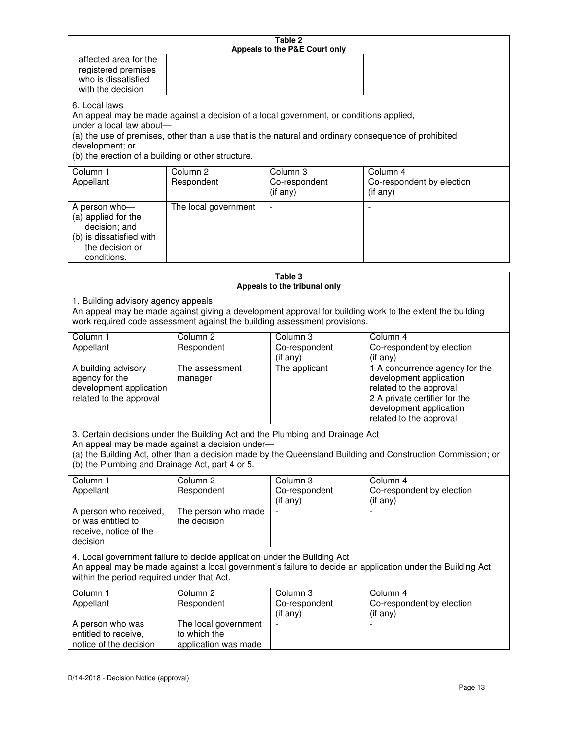**Table 2**
**Appeals to the P&E Court only**

| | | | |
|---|---|---|---|
| affected area for the registered premises who is dissatisfied with the decision | | | |

6. Local laws
An appeal may be made against a decision of a local government, or conditions applied, under a local law about—
(a) the use of premises, other than a use that is the natural and ordinary consequence of prohibited development; or
(b) the erection of a building or other structure.

| Column 1 Appellant | Column 2 Respondent | Column 3 Co-respondent (if any) | Column 4 Co-respondent by election (if any) |
|---|---|---|---|
| A person who— (a) applied for the decision; and (b) is dissatisfied with the decision or conditions. | The local government | - | - |

**Table 3**
**Appeals to the tribunal only**

1. Building advisory agency appeals
An appeal may be made against giving a development approval for building work to the extent the building work required code assessment against the building assessment provisions.

| Column 1 Appellant | Column 2 Respondent | Column 3 Co-respondent (if any) | Column 4 Co-respondent by election (if any) |
|---|---|---|---|
| A building advisory agency for the development application related to the approval | The assessment manager | The applicant | 1 A concurrence agency for the development application related to the approval<br>2 A private certifier for the development application related to the approval |

3. Certain decisions under the Building Act and the Plumbing and Drainage Act
An appeal may be made against a decision under—
(a) the Building Act, other than a decision made by the Queensland Building and Construction Commission; or
(b) the Plumbing and Drainage Act, part 4 or 5.

| Column 1 Appellant | Column 2 Respondent | Column 3 Co-respondent (if any) | Column 4 Co-respondent by election (if any) |
|---|---|---|---|
| A person who received, or was entitled to receive, notice of the decision | The person who made the decision | - | - |

4. Local government failure to decide application under the Building Act
An appeal may be made against a local government's failure to decide an application under the Building Act within the period required under that Act.

| Column 1 Appellant | Column 2 Respondent | Column 3 Co-respondent (if any) | Column 4 Co-respondent by election (if any) |
|---|---|---|---|
| A person who was entitled to receive, notice of the decision | The local government to which the application was made | - | - |

D/14-2018 - Decision Notice (approval)